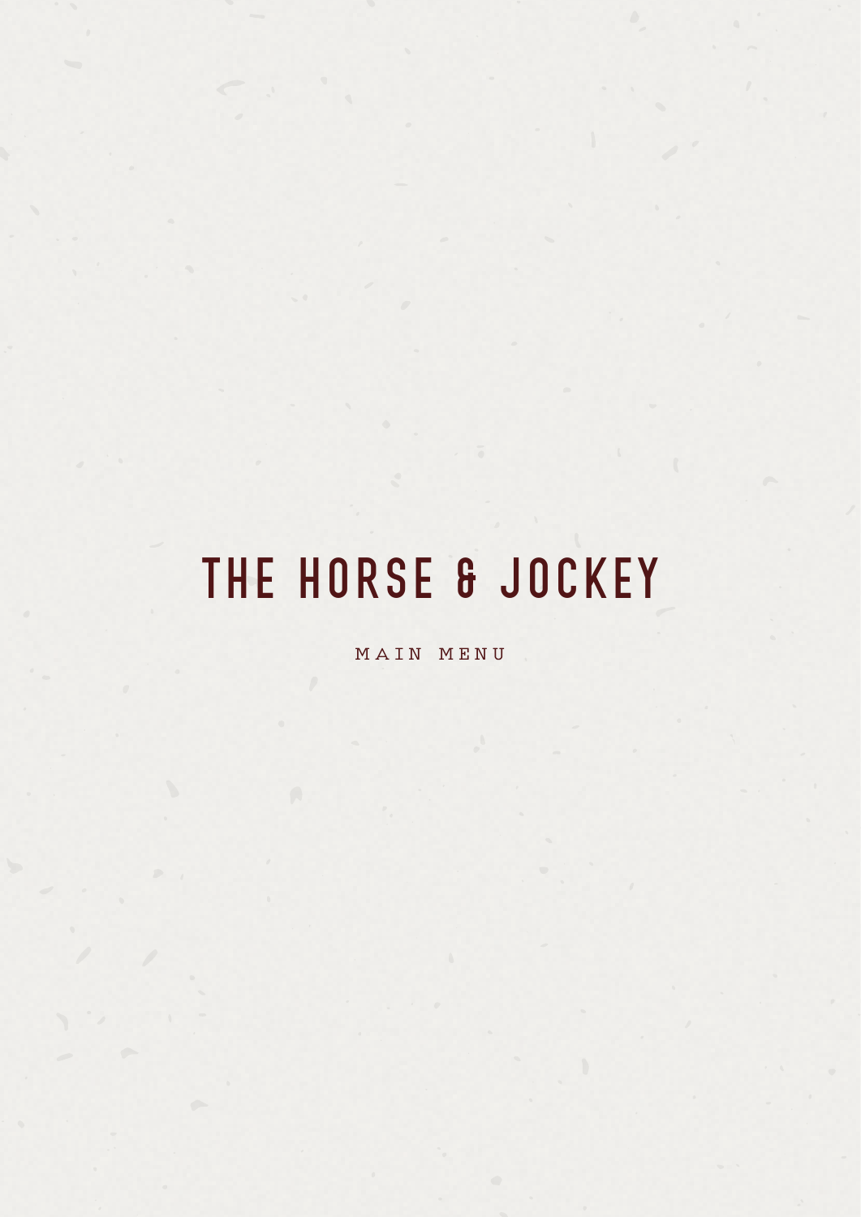# THE HORSE & JOCKEY

MAIN MENU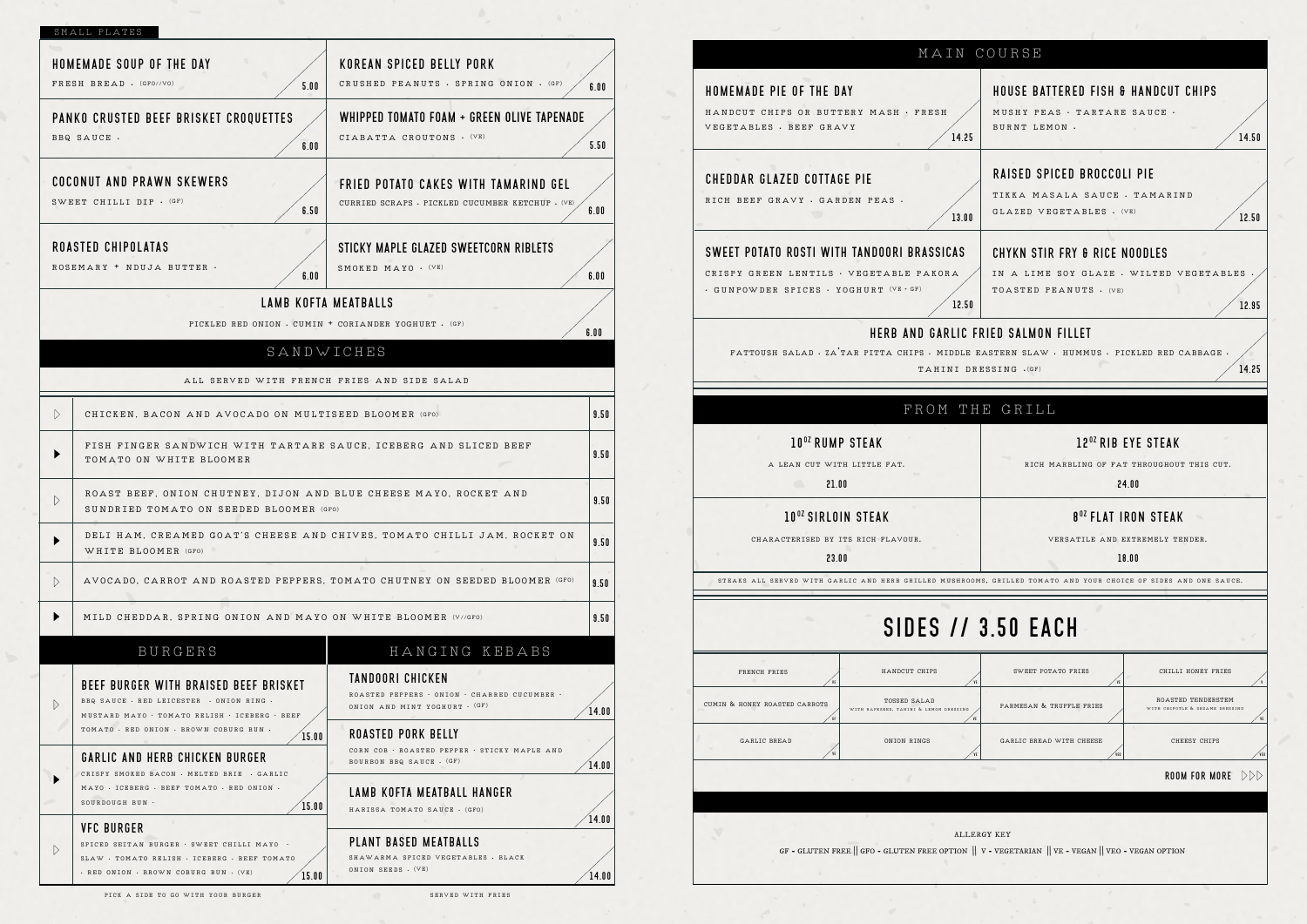## SMALL PLATES

**HOMEMADE SOUP OF THE DAY**
FRESH BREAD · (GFO//VO)
5.00

**KOREAN SPICED BELLY PORK**
CRUSHED PEANUTS · SPRING ONION · (GF)
6.00

**PANKO CRUSTED BEEF BRISKET CROQUETTES**
BBQ SAUCE ·
6.00

**WHIPPED TOMATO FOAM + GREEN OLIVE TAPENADE**
CIABATTA CROUTONS · (VE)
5.50

**COCONUT AND PRAWN SKEWERS**
SWEET CHILLI DIP · (GF)
6.50

**FRIED POTATO CAKES WITH TAMARIND GEL**
CURRIED SCRAPS · PICKLED CUCUMBER KETCHUP · (VE)
6.00

**ROASTED CHIPOLATAS**
ROSEMARY + NDUJA BUTTER ·
6.00

**STICKY MAPLE GLAZED SWEETCORN RIBLETS**
SMOKED MAYO · (VE)
6.00

**LAMB KOFTA MEATBALLS**
PICKLED RED ONION · CUMIN + CORIANDER YOGHURT · (GF)
6.00

## SANDWICHES

ALL SERVED WITH FRENCH FRIES AND SIDE SALAD

| Sandwich | Price |
|---|---|
| CHICKEN, BACON AND AVOCADO ON MULTISEED BLOOMER (GFO) | 9.50 |
| FISH FINGER SANDWICH WITH TARTARE SAUCE, ICEBERG AND SLICED BEEF TOMATO ON WHITE BLOOMER | 9.50 |
| ROAST BEEF, ONION CHUTNEY, DIJON AND BLUE CHEESE MAYO, ROCKET AND SUNDRIED TOMATO ON SEEDED BLOOMER (GFO) | 9.50 |
| DELI HAM, CREAMED GOAT'S CHEESE AND CHIVES, TOMATO CHILLI JAM, ROCKET ON WHITE BLOOMER (GFO) | 9.50 |
| AVOCADO, CARROT AND ROASTED PEPPERS, TOMATO CHUTNEY ON SEEDED BLOOMER (GFO) | 9.50 |
| MILD CHEDDAR, SPRING ONION AND MAYO ON WHITE BLOOMER (V//GFO) | 9.50 |

## BURGERS

**BEEF BURGER WITH BRAISED BEEF BRISKET**
BBQ SAUCE · RED LEICESTER · ONION RING · MUSTARD MAYO · TOMATO RELISH · ICEBERG · BEEF TOMATO · RED ONION · BROWN COBURG BUN ·
15.00

**GARLIC AND HERB CHICKEN BURGER**
CRISPY SMOKED BACON · MELTED BRIE · GARLIC MAYO · ICEBERG · BEEF TOMATO · RED ONION · SOURDOUGH BUN ·
15.00

**VFC BURGER**
SPICED SEITAN BURGER · SWEET CHILLI MAYO · SLAW · TOMATO RELISH · ICEBERG · BEEF TOMATO · RED ONION · BROWN COBURG BUN · (VE)
15.00

PICK A SIDE TO GO WITH YOUR BURGER

## HANGING KEBABS

**TANDOORI CHICKEN**
ROASTED PEPPERS · ONION · CHARRED CUCUMBER · ONION AND MINT YOGHURT · (GF)
14.00

**ROASTED PORK BELLY**
CORN COB · ROASTED PEPPER · STICKY MAPLE AND BOURBON BBQ SAUCE · (GF)
14.00

**LAMB KOFTA MEATBALL HANGER**
HARISSA TOMATO SAUCE · (GFO)
14.00

**PLANT BASED MEATBALLS**
SHAWARMA SPICED VEGETABLES · BLACK ONION SEEDS · (VE)
14.00

SERVED WITH FRIES

## MAIN COURSE

**HOMEMADE PIE OF THE DAY**
HANDCUT CHIPS OR BUTTERY MASH · FRESH VEGETABLES · BEEF GRAVY
14.25

**HOUSE BATTERED FISH & HANDCUT CHIPS**
MUSHY PEAS · TARTARE SAUCE · BURNT LEMON ·
14.50

**CHEDDAR GLAZED COTTAGE PIE**
RICH BEEF GRAVY · GARDEN PEAS ·
13.00

**RAISED SPICED BROCCOLI PIE**
TIKKA MASALA SAUCE · TAMARIND GLAZED VEGETABLES · (VE)
12.50

**SWEET POTATO ROSTI WITH TANDOORI BRASSICAS**
CRISPY GREEN LENTILS · VEGETABLE PAKORA · GUNPOWDER SPICES · YOGHURT (VE · GF)
12.50

**CHYKN STIR FRY & RICE NOODLES**
IN A LIME SOY GLAZE · WILTED VEGETABLES · TOASTED PEANUTS · (VE)
12.95

**HERB AND GARLIC FRIED SALMON FILLET**
FATTOUSH SALAD · ZA'TAR PITTA CHIPS · MIDDLE EASTERN SLAW · HUMMUS · PICKLED RED CABBAGE · TAHINI DRESSING ·(GF)
14.25

## FROM THE GRILL

**10OZ RUMP STEAK**
A LEAN CUT WITH LITTLE FAT.
21.00

**12OZ RIB EYE STEAK**
RICH MARBLING OF FAT THROUGHOUT THIS CUT.
24.00

**10OZ SIRLOIN STEAK**
CHARACTERISED BY ITS RICH FLAVOUR.
23.00

**8OZ FLAT IRON STEAK**
VERSATILE AND EXTREMELY TENDER.
18.00

STEAKS ALL SERVED WITH GARLIC AND HERB GRILLED MUSHROOMS, GRILLED TOMATO AND YOUR CHOICE OF SIDES AND ONE SAUCE.

## SIDES // 3.50 EACH

| | | | |
|---|---|---|---|
| FRENCH FRIES (VE) | HANDCUT CHIPS (VE) | SWEET POTATO FRIES (VE) | CHILLI HONEY FRIES (V) |
| CUMIN & HONEY ROASTED CARROTS (GF) | TOSSED SALAD WITH RADISHES, TAHINI & LEMON DRESSING (VE) | PARMESAN & TRUFFLE FRIES | ROASTED TENDERSTEM WITH CHIPOTLE & SESAME DRESSING (VE) |
| GARLIC BREAD (VE) | ONION RINGS (VE) | GARLIC BREAD WITH CHEESE (VEO) | CHEESY CHIPS (VEO) |

ROOM FOR MORE ▷▷▷

ALLERGY KEY

GF = GLUTEN FREE || GFO = GLUTEN FREE OPTION || V = VEGETARIAN || VE = VEGAN || VEO = VEGAN OPTION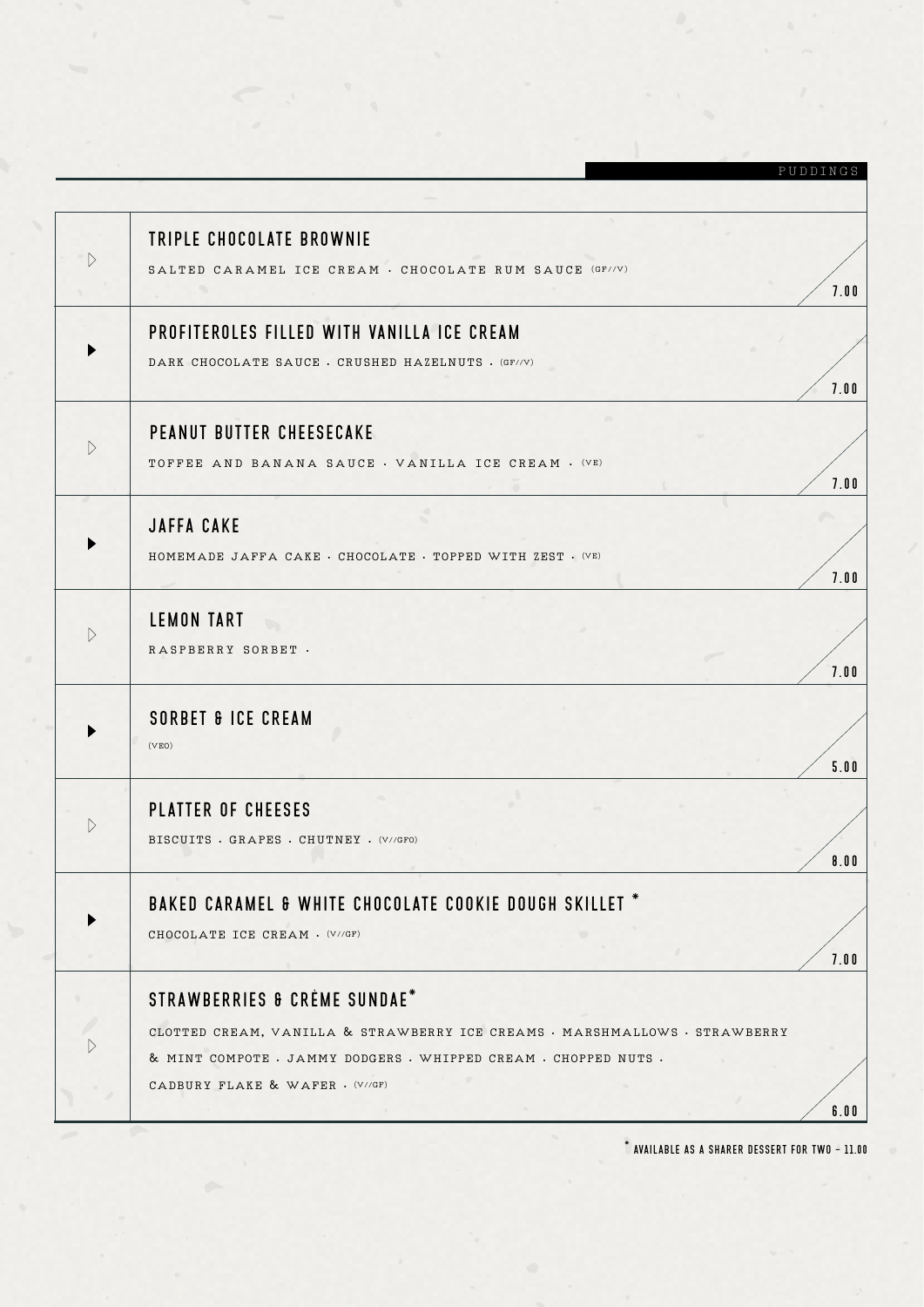## PUDDINGS

### TRIPLE CHOCOLATE BROWNIE

SALTED CARAMEL ICE CREAM · CHOCOLATE RUM SAUCE (GF//V)

7.00

### PROFITEROLES FILLED WITH VANILLA ICE CREAM

DARK CHOCOLATE SAUCE · CRUSHED HAZELNUTS · (GF//V)

7.00

### PEANUT BUTTER CHEESECAKE

TOFFEE AND BANANA SAUCE · VANILLA ICE CREAM · (VE)

7.00

### JAFFA CAKE

HOMEMADE JAFFA CAKE · CHOCOLATE · TOPPED WITH ZEST · (VE)

7.00

### LEMON TART

RASPBERRY SORBET ·

7.00

### SORBET & ICE CREAM

(VEO)

5.00

### PLATTER OF CHEESES

BISCUITS · GRAPES · CHUTNEY · (V//GFO)

8.00

### BAKED CARAMEL & WHITE CHOCOLATE COOKIE DOUGH SKILLET *

CHOCOLATE ICE CREAM · (V//GF)

7.00

### STRAWBERRIES & CRÈME SUNDAE*

CLOTTED CREAM, VANILLA & STRAWBERRY ICE CREAMS · MARSHMALLOWS · STRAWBERRY & MINT COMPOTE · JAMMY DODGERS · WHIPPED CREAM · CHOPPED NUTS · CADBURY FLAKE & WAFER · (V//GF)

6.00

* AVAILABLE AS A SHARER DESSERT FOR TWO - 11.00